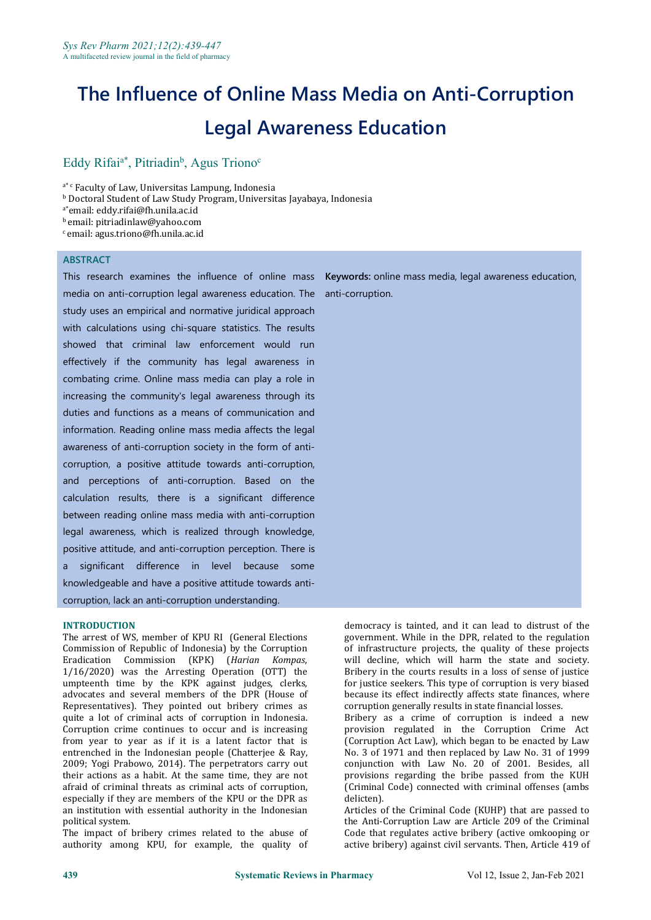# The Influence of Online Mass Media on Anti-Corruption Legal Awareness Education

Eddy Rifai[a*], Pitriadin[b], Agus Triono[c]

[a* c] Faculty of Law, Universitas Lampung, Indonesia
[b] Doctoral Student of Law Study Program, Universitas Jayabaya, Indonesia
[a*]email: eddy.rifai@fh.unila.ac.id
[b] email: pitriadinlaw@yahoo.com
[c] email: agus.triono@fh.unila.ac.id

## ABSTRACT

This research examines the influence of online mass media on anti-corruption legal awareness education. The study uses an empirical and normative juridical approach with calculations using chi-square statistics. The results showed that criminal law enforcement would run effectively if the community has legal awareness in combating crime. Online mass media can play a role in increasing the community's legal awareness through its duties and functions as a means of communication and information. Reading online mass media affects the legal awareness of anti-corruption society in the form of anti-corruption, a positive attitude towards anti-corruption, and perceptions of anti-corruption. Based on the calculation results, there is a significant difference between reading online mass media with anti-corruption legal awareness, which is realized through knowledge, positive attitude, and anti-corruption perception. There is a significant difference in level because some knowledgeable and have a positive attitude towards anti-corruption, lack an anti-corruption understanding.

**Keywords:** online mass media, legal awareness education, anti-corruption.

## INTRODUCTION

The arrest of WS, member of KPU RI (General Elections Commission of Republic of Indonesia) by the Corruption Eradication Commission (KPK) (*Harian Kompas*, 1/16/2020) was the Arresting Operation (OTT) the umpteenth time by the KPK against judges, clerks, advocates and several members of the DPR (House of Representatives). They pointed out bribery crimes as quite a lot of criminal acts of corruption in Indonesia. Corruption crime continues to occur and is increasing from year to year as if it is a latent factor that is entrenched in the Indonesian people (Chatterjee & Ray, 2009; Yogi Prabowo, 2014). The perpetrators carry out their actions as a habit. At the same time, they are not afraid of criminal threats as criminal acts of corruption, especially if they are members of the KPU or the DPR as an institution with essential authority in the Indonesian political system.

The impact of bribery crimes related to the abuse of authority among KPU, for example, the quality of democracy is tainted, and it can lead to distrust of the government. While in the DPR, related to the regulation of infrastructure projects, the quality of these projects will decline, which will harm the state and society. Bribery in the courts results in a loss of sense of justice for justice seekers. This type of corruption is very biased because its effect indirectly affects state finances, where corruption generally results in state financial losses.

Bribery as a crime of corruption is indeed a new provision regulated in the Corruption Crime Act (Corruption Act Law), which began to be enacted by Law No. 3 of 1971 and then replaced by Law No. 31 of 1999 conjunction with Law No. 20 of 2001. Besides, all provisions regarding the bribe passed from the KUH (Criminal Code) connected with criminal offenses (ambs delicten).

Articles of the Criminal Code (KUHP) that are passed to the Anti-Corruption Law are Article 209 of the Criminal Code that regulates active bribery (active omkooping or active bribery) against civil servants. Then, Article 419 of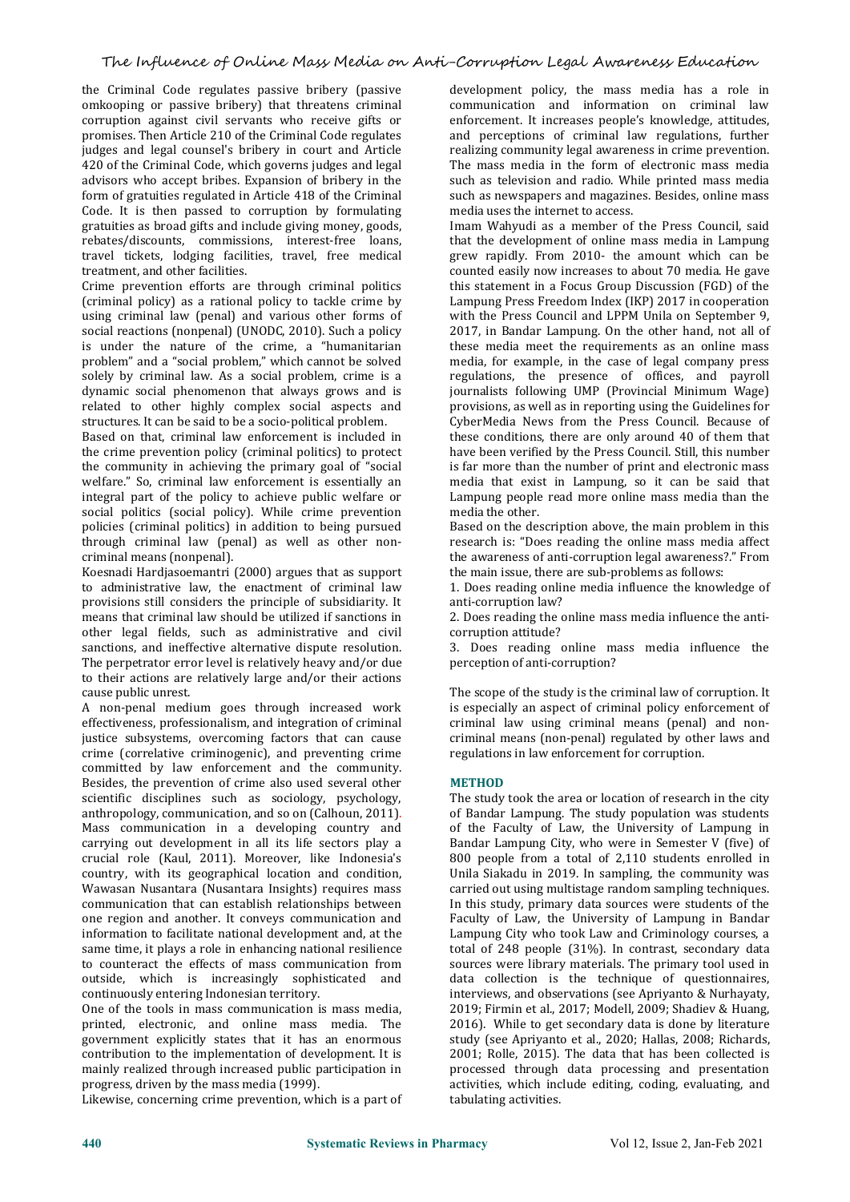the Criminal Code regulates passive bribery (passive omkooping or passive bribery) that threatens criminal corruption against civil servants who receive gifts or promises. Then Article 210 of the Criminal Code regulates judges and legal counsel's bribery in court and Article 420 of the Criminal Code, which governs judges and legal advisors who accept bribes. Expansion of bribery in the form of gratuities regulated in Article 418 of the Criminal Code. It is then passed to corruption by formulating gratuities as broad gifts and include giving money, goods, rebates/discounts, commissions, interest-free loans, travel tickets, lodging facilities, travel, free medical treatment, and other facilities.

Crime prevention efforts are through criminal politics (criminal policy) as a rational policy to tackle crime by using criminal law (penal) and various other forms of social reactions (nonpenal) (UNODC, 2010). Such a policy is under the nature of the crime, a "humanitarian problem" and a "social problem," which cannot be solved solely by criminal law. As a social problem, crime is a dynamic social phenomenon that always grows and is related to other highly complex social aspects and structures. It can be said to be a socio-political problem.

Based on that, criminal law enforcement is included in the crime prevention policy (criminal politics) to protect the community in achieving the primary goal of "social welfare." So, criminal law enforcement is essentially an integral part of the policy to achieve public welfare or social politics (social policy). While crime prevention policies (criminal politics) in addition to being pursued through criminal law (penal) as well as other non-criminal means (nonpenal).

Koesnadi Hardjasoemantri (2000) argues that as support to administrative law, the enactment of criminal law provisions still considers the principle of subsidiarity. It means that criminal law should be utilized if sanctions in other legal fields, such as administrative and civil sanctions, and ineffective alternative dispute resolution. The perpetrator error level is relatively heavy and/or due to their actions are relatively large and/or their actions cause public unrest.

A non-penal medium goes through increased work effectiveness, professionalism, and integration of criminal justice subsystems, overcoming factors that can cause crime (correlative criminogenic), and preventing crime committed by law enforcement and the community. Besides, the prevention of crime also used several other scientific disciplines such as sociology, psychology, anthropology, communication, and so on (Calhoun, 2011). Mass communication in a developing country and carrying out development in all its life sectors play a crucial role (Kaul, 2011). Moreover, like Indonesia's country, with its geographical location and condition, Wawasan Nusantara (Nusantara Insights) requires mass communication that can establish relationships between one region and another. It conveys communication and information to facilitate national development and, at the same time, it plays a role in enhancing national resilience to counteract the effects of mass communication from outside, which is increasingly sophisticated and continuously entering Indonesian territory.

One of the tools in mass communication is mass media, printed, electronic, and online mass media. The government explicitly states that it has an enormous contribution to the implementation of development. It is mainly realized through increased public participation in progress, driven by the mass media (1999).

Likewise, concerning crime prevention, which is a part of development policy, the mass media has a role in communication and information on criminal law enforcement. It increases people's knowledge, attitudes, and perceptions of criminal law regulations, further realizing community legal awareness in crime prevention. The mass media in the form of electronic mass media such as television and radio. While printed mass media such as newspapers and magazines. Besides, online mass media uses the internet to access.

Imam Wahyudi as a member of the Press Council, said that the development of online mass media in Lampung grew rapidly. From 2010- the amount which can be counted easily now increases to about 70 media. He gave this statement in a Focus Group Discussion (FGD) of the Lampung Press Freedom Index (IKP) 2017 in cooperation with the Press Council and LPPM Unila on September 9, 2017, in Bandar Lampung. On the other hand, not all of these media meet the requirements as an online mass media, for example, in the case of legal company press regulations, the presence of offices, and payroll journalists following UMP (Provincial Minimum Wage) provisions, as well as in reporting using the Guidelines for CyberMedia News from the Press Council. Because of these conditions, there are only around 40 of them that have been verified by the Press Council. Still, this number is far more than the number of print and electronic mass media that exist in Lampung, so it can be said that Lampung people read more online mass media than the media the other.

Based on the description above, the main problem in this research is: "Does reading the online mass media affect the awareness of anti-corruption legal awareness?." From the main issue, there are sub-problems as follows:

1. Does reading online media influence the knowledge of anti-corruption law?
2. Does reading the online mass media influence the anti-corruption attitude?
3. Does reading online mass media influence the perception of anti-corruption?

The scope of the study is the criminal law of corruption. It is especially an aspect of criminal policy enforcement of criminal law using criminal means (penal) and non-criminal means (non-penal) regulated by other laws and regulations in law enforcement for corruption.

## METHOD

The study took the area or location of research in the city of Bandar Lampung. The study population was students of the Faculty of Law, the University of Lampung in Bandar Lampung City, who were in Semester V (five) of 800 people from a total of 2,110 students enrolled in Unila Siakadu in 2019. In sampling, the community was carried out using multistage random sampling techniques. In this study, primary data sources were students of the Faculty of Law, the University of Lampung in Bandar Lampung City who took Law and Criminology courses, a total of 248 people (31%). In contrast, secondary data sources were library materials. The primary tool used in data collection is the technique of questionnaires, interviews, and observations (see Apriyanto & Nurhayaty, 2019; Firmin et al., 2017; Modell, 2009; Shadiev & Huang, 2016). While to get secondary data is done by literature study (see Apriyanto et al., 2020; Hallas, 2008; Richards, 2001; Rolle, 2015). The data that has been collected is processed through data processing and presentation activities, which include editing, coding, evaluating, and tabulating activities.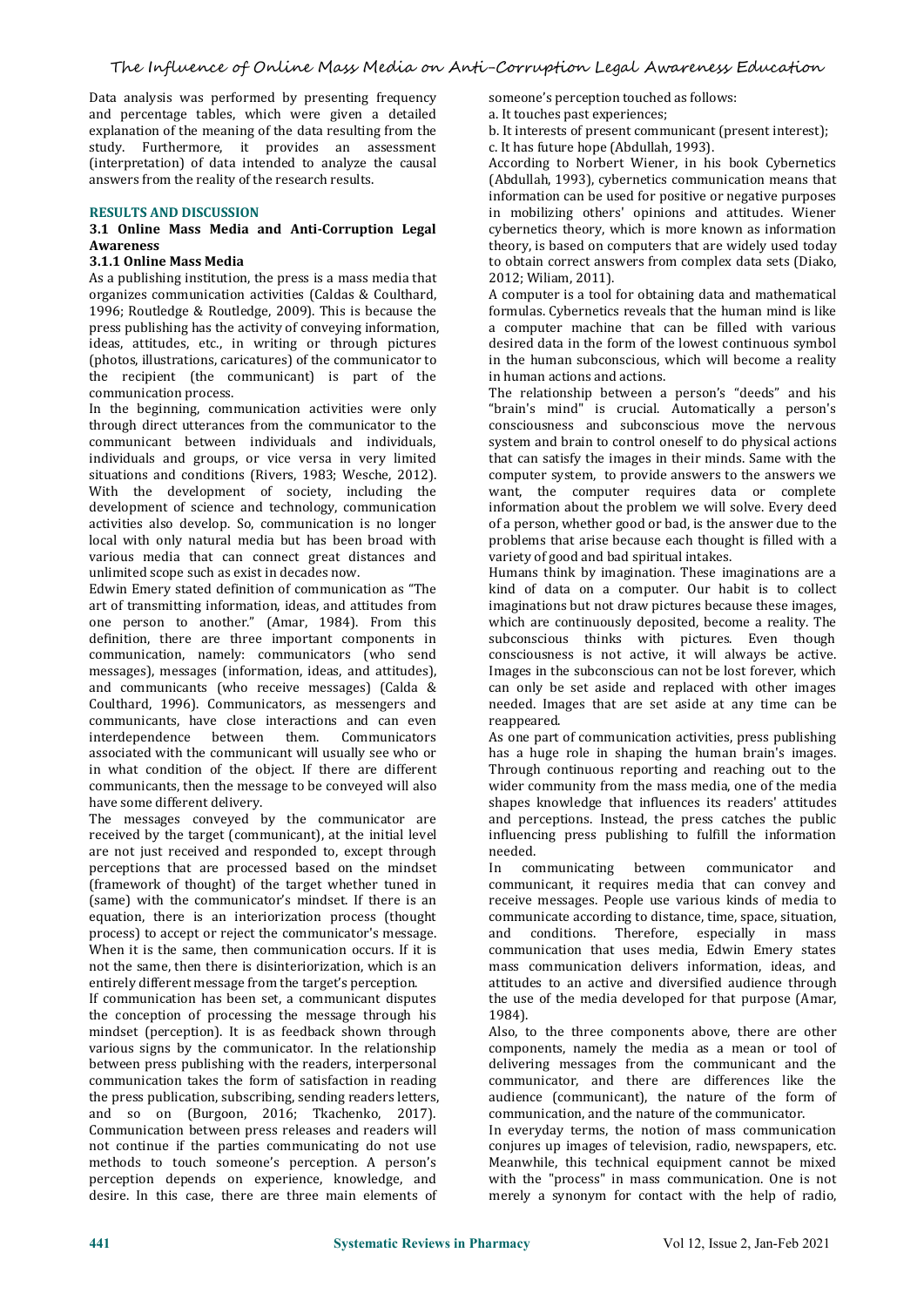Data analysis was performed by presenting frequency and percentage tables, which were given a detailed explanation of the meaning of the data resulting from the study. Furthermore, it provides an assessment (interpretation) of data intended to analyze the causal answers from the reality of the research results.

## RESULTS AND DISCUSSION

### 3.1 Online Mass Media and Anti-Corruption Legal Awareness

#### 3.1.1 Online Mass Media

As a publishing institution, the press is a mass media that organizes communication activities (Caldas & Coulthard, 1996; Routledge & Routledge, 2009). This is because the press publishing has the activity of conveying information, ideas, attitudes, etc., in writing or through pictures (photos, illustrations, caricatures) of the communicator to the recipient (the communicant) is part of the communication process.

In the beginning, communication activities were only through direct utterances from the communicator to the communicant between individuals and individuals, individuals and groups, or vice versa in very limited situations and conditions (Rivers, 1983; Wesche, 2012). With the development of society, including the development of science and technology, communication activities also develop. So, communication is no longer local with only natural media but has been broad with various media that can connect great distances and unlimited scope such as exist in decades now.

Edwin Emery stated definition of communication as "The art of transmitting information, ideas, and attitudes from one person to another." (Amar, 1984). From this definition, there are three important components in communication, namely: communicators (who send messages), messages (information, ideas, and attitudes), and communicants (who receive messages) (Calda & Coulthard, 1996). Communicators, as messengers and communicants, have close interactions and can even interdependence between them. Communicators associated with the communicant will usually see who or in what condition of the object. If there are different communicants, then the message to be conveyed will also have some different delivery.

The messages conveyed by the communicator are received by the target (communicant), at the initial level are not just received and responded to, except through perceptions that are processed based on the mindset (framework of thought) of the target whether tuned in (same) with the communicator's mindset. If there is an equation, there is an interiorization process (thought process) to accept or reject the communicator's message. When it is the same, then communication occurs. If it is not the same, then there is disinteriorization, which is an entirely different message from the target's perception.

If communication has been set, a communicant disputes the conception of processing the message through his mindset (perception). It is as feedback shown through various signs by the communicator. In the relationship between press publishing with the readers, interpersonal communication takes the form of satisfaction in reading the press publication, subscribing, sending readers letters, and so on (Burgoon, 2016; Tkachenko, 2017). Communication between press releases and readers will not continue if the parties communicating do not use methods to touch someone's perception. A person's perception depends on experience, knowledge, and desire. In this case, there are three main elements of someone's perception touched as follows:

a. It touches past experiences;

b. It interests of present communicant (present interest);

c. It has future hope (Abdullah, 1993).

According to Norbert Wiener, in his book Cybernetics (Abdullah, 1993), cybernetics communication means that information can be used for positive or negative purposes in mobilizing others' opinions and attitudes. Wiener cybernetics theory, which is more known as information theory, is based on computers that are widely used today to obtain correct answers from complex data sets (Diako, 2012; Wiliam, 2011).

A computer is a tool for obtaining data and mathematical formulas. Cybernetics reveals that the human mind is like a computer machine that can be filled with various desired data in the form of the lowest continuous symbol in the human subconscious, which will become a reality in human actions and actions.

The relationship between a person's "deeds" and his "brain's mind" is crucial. Automatically a person's consciousness and subconscious move the nervous system and brain to control oneself to do physical actions that can satisfy the images in their minds. Same with the computer system, to provide answers to the answers we want, the computer requires data or complete information about the problem we will solve. Every deed of a person, whether good or bad, is the answer due to the problems that arise because each thought is filled with a variety of good and bad spiritual intakes.

Humans think by imagination. These imaginations are a kind of data on a computer. Our habit is to collect imaginations but not draw pictures because these images, which are continuously deposited, become a reality. The subconscious thinks with pictures. Even though consciousness is not active, it will always be active. Images in the subconscious can not be lost forever, which can only be set aside and replaced with other images needed. Images that are set aside at any time can be reappeared.

As one part of communication activities, press publishing has a huge role in shaping the human brain's images. Through continuous reporting and reaching out to the wider community from the mass media, one of the media shapes knowledge that influences its readers' attitudes and perceptions. Instead, the press catches the public influencing press publishing to fulfill the information needed.

In communicating between communicator and communicant, it requires media that can convey and receive messages. People use various kinds of media to communicate according to distance, time, space, situation, and conditions. Therefore, especially in mass communication that uses media, Edwin Emery states mass communication delivers information, ideas, and attitudes to an active and diversified audience through the use of the media developed for that purpose (Amar, 1984).

Also, to the three components above, there are other components, namely the media as a mean or tool of delivering messages from the communicant and the communicator, and there are differences like the audience (communicant), the nature of the form of communication, and the nature of the communicator.

In everyday terms, the notion of mass communication conjures up images of television, radio, newspapers, etc. Meanwhile, this technical equipment cannot be mixed with the "process" in mass communication. One is not merely a synonym for contact with the help of radio,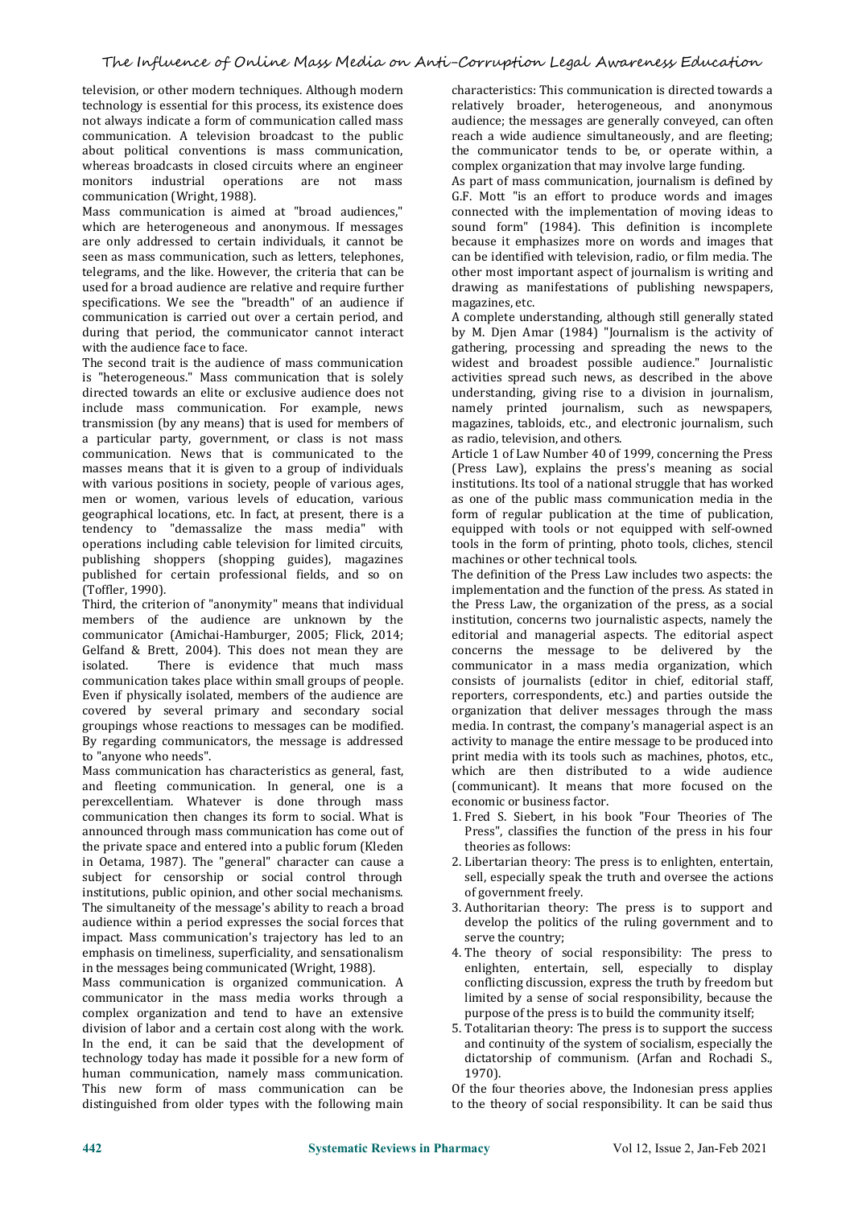television, or other modern techniques. Although modern technology is essential for this process, its existence does not always indicate a form of communication called mass communication. A television broadcast to the public about political conventions is mass communication, whereas broadcasts in closed circuits where an engineer monitors industrial operations are not mass communication (Wright, 1988).

Mass communication is aimed at "broad audiences," which are heterogeneous and anonymous. If messages are only addressed to certain individuals, it cannot be seen as mass communication, such as letters, telephones, telegrams, and the like. However, the criteria that can be used for a broad audience are relative and require further specifications. We see the "breadth" of an audience if communication is carried out over a certain period, and during that period, the communicator cannot interact with the audience face to face.

The second trait is the audience of mass communication is "heterogeneous." Mass communication that is solely directed towards an elite or exclusive audience does not include mass communication. For example, news transmission (by any means) that is used for members of a particular party, government, or class is not mass communication. News that is communicated to the masses means that it is given to a group of individuals with various positions in society, people of various ages, men or women, various levels of education, various geographical locations, etc. In fact, at present, there is a tendency to "demassalize the mass media" with operations including cable television for limited circuits, publishing shoppers (shopping guides), magazines published for certain professional fields, and so on (Toffler, 1990).

Third, the criterion of "anonymity" means that individual members of the audience are unknown by the communicator (Amichai-Hamburger, 2005; Flick, 2014; Gelfand & Brett, 2004). This does not mean they are isolated. There is evidence that much mass communication takes place within small groups of people. Even if physically isolated, members of the audience are covered by several primary and secondary social groupings whose reactions to messages can be modified. By regarding communicators, the message is addressed to "anyone who needs".

Mass communication has characteristics as general, fast, and fleeting communication. In general, one is a perexcellentiam. Whatever is done through mass communication then changes its form to social. What is announced through mass communication has come out of the private space and entered into a public forum (Kleden in Oetama, 1987). The "general" character can cause a subject for censorship or social control through institutions, public opinion, and other social mechanisms. The simultaneity of the message's ability to reach a broad audience within a period expresses the social forces that impact. Mass communication's trajectory has led to an emphasis on timeliness, superficiality, and sensationalism in the messages being communicated (Wright, 1988).

Mass communication is organized communication. A communicator in the mass media works through a complex organization and tend to have an extensive division of labor and a certain cost along with the work. In the end, it can be said that the development of technology today has made it possible for a new form of human communication, namely mass communication. This new form of mass communication can be distinguished from older types with the following main characteristics: This communication is directed towards a relatively broader, heterogeneous, and anonymous audience; the messages are generally conveyed, can often reach a wide audience simultaneously, and are fleeting; the communicator tends to be, or operate within, a complex organization that may involve large funding.

As part of mass communication, journalism is defined by G.F. Mott "is an effort to produce words and images connected with the implementation of moving ideas to sound form" (1984). This definition is incomplete because it emphasizes more on words and images that can be identified with television, radio, or film media. The other most important aspect of journalism is writing and drawing as manifestations of publishing newspapers, magazines, etc.

A complete understanding, although still generally stated by M. Djen Amar (1984) "Journalism is the activity of gathering, processing and spreading the news to the widest and broadest possible audience." Journalistic activities spread such news, as described in the above understanding, giving rise to a division in journalism, namely printed journalism, such as newspapers, magazines, tabloids, etc., and electronic journalism, such as radio, television, and others.

Article 1 of Law Number 40 of 1999, concerning the Press (Press Law), explains the press's meaning as social institutions. Its tool of a national struggle that has worked as one of the public mass communication media in the form of regular publication at the time of publication, equipped with tools or not equipped with self-owned tools in the form of printing, photo tools, cliches, stencil machines or other technical tools.

The definition of the Press Law includes two aspects: the implementation and the function of the press. As stated in the Press Law, the organization of the press, as a social institution, concerns two journalistic aspects, namely the editorial and managerial aspects. The editorial aspect concerns the message to be delivered by the communicator in a mass media organization, which consists of journalists (editor in chief, editorial staff, reporters, correspondents, etc.) and parties outside the organization that deliver messages through the mass media. In contrast, the company's managerial aspect is an activity to manage the entire message to be produced into print media with its tools such as machines, photos, etc., which are then distributed to a wide audience (communicant). It means that more focused on the economic or business factor.

1. Fred S. Siebert, in his book "Four Theories of The Press", classifies the function of the press in his four theories as follows:
2. Libertarian theory: The press is to enlighten, entertain, sell, especially speak the truth and oversee the actions of government freely.
3. Authoritarian theory: The press is to support and develop the politics of the ruling government and to serve the country;
4. The theory of social responsibility: The press to enlighten, entertain, sell, especially to display conflicting discussion, express the truth by freedom but limited by a sense of social responsibility, because the purpose of the press is to build the community itself;
5. Totalitarian theory: The press is to support the success and continuity of the system of socialism, especially the dictatorship of communism. (Arfan and Rochadi S., 1970).

Of the four theories above, the Indonesian press applies to the theory of social responsibility. It can be said thus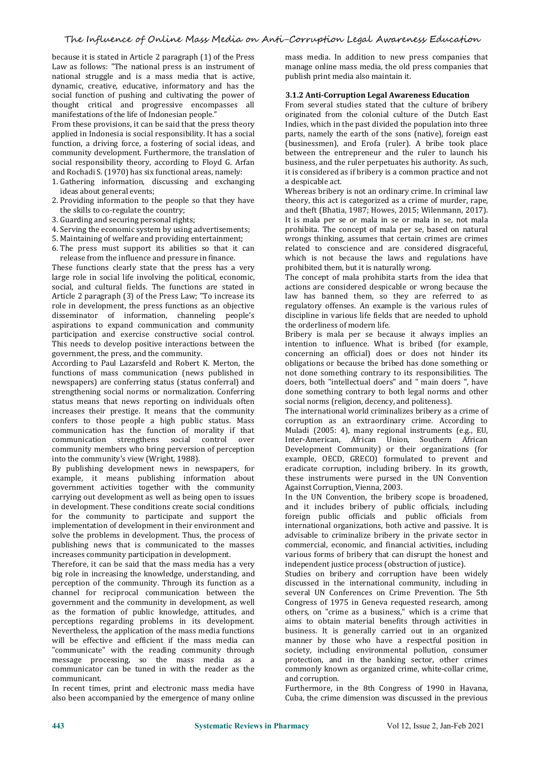because it is stated in Article 2 paragraph (1) of the Press Law as follows: "The national press is an instrument of national struggle and is a mass media that is active, dynamic, creative, educative, informatory and has the social function of pushing and cultivating the power of thought critical and progressive encompasses all manifestations of the life of Indonesian people."

From these provisions, it can be said that the press theory applied in Indonesia is social responsibility. It has a social function, a driving force, a fostering of social ideas, and community development. Furthermore, the translation of social responsibility theory, according to Floyd G. Arfan and Rochadi S. (1970) has six functional areas, namely:

1. Gathering information, discussing and exchanging ideas about general events;
2. Providing information to the people so that they have the skills to co-regulate the country;
3. Guarding and securing personal rights;
4. Serving the economic system by using advertisements;
5. Maintaining of welfare and providing entertainment;
6. The press must support its abilities so that it can release from the influence and pressure in finance.

These functions clearly state that the press has a very large role in social life involving the political, economic, social, and cultural fields. The functions are stated in Article 2 paragraph (3) of the Press Law; "To increase its role in development, the press functions as an objective disseminator of information, channeling people's aspirations to expand communication and community participation and exercise constructive social control. This needs to develop positive interactions between the government, the press, and the community.

According to Paul Lazarsfeld and Robert K. Merton, the functions of mass communication (news published in newspapers) are conferring status (status conferral) and strengthening social norms or normalization. Conferring status means that news reporting on individuals often increases their prestige. It means that the community confers to those people a high public status. Mass communication has the function of morality if that communication strengthens social control over community members who bring perversion of perception into the community's view (Wright, 1988).

By publishing development news in newspapers, for example, it means publishing information about government activities together with the community carrying out development as well as being open to issues in development. These conditions create social conditions for the community to participate and support the implementation of development in their environment and solve the problems in development. Thus, the process of publishing news that is communicated to the masses increases community participation in development.

Therefore, it can be said that the mass media has a very big role in increasing the knowledge, understanding, and perception of the community. Through its function as a channel for reciprocal communication between the government and the community in development, as well as the formation of public knowledge, attitudes, and perceptions regarding problems in its development. Nevertheless, the application of the mass media functions will be effective and efficient if the mass media can "communicate" with the reading community through message processing, so the mass media as a communicator can be tuned in with the reader as the communicant.

In recent times, print and electronic mass media have also been accompanied by the emergence of many online mass media. In addition to new press companies that manage online mass media, the old press companies that publish print media also maintain it.

### 3.1.2 Anti-Corruption Legal Awareness Education

From several studies stated that the culture of bribery originated from the colonial culture of the Dutch East Indies, which in the past divided the population into three parts, namely the earth of the sons (native), foreign east (businessmen), and Erofa (ruler). A bribe took place between the entrepreneur and the ruler to launch his business, and the ruler perpetuates his authority. As such, it is considered as if bribery is a common practice and not a despicable act.

Whereas bribery is not an ordinary crime. In criminal law theory, this act is categorized as a crime of murder, rape, and theft (Bhatia, 1987; Howes, 2015; Wilenmann, 2017). It is mala per se or mala in se or mala in se, not mala prohibita. The concept of mala per se, based on natural wrongs thinking, assumes that certain crimes are crimes related to conscience and are considered disgraceful, which is not because the laws and regulations have prohibited them, but it is naturally wrong.

The concept of mala prohibita starts from the idea that actions are considered despicable or wrong because the law has banned them, so they are referred to as regulatory offenses. An example is the various rules of discipline in various life fields that are needed to uphold the orderliness of modern life.

Bribery is mala per se because it always implies an intention to influence. What is bribed (for example, concerning an official) does or does not hinder its obligations or because the bribed has done something or not done something contrary to its responsibilities. The doers, both "intellectual doers" and " main doers ", have done something contrary to both legal norms and other social norms (religion, decency, and politeness).

The international world criminalizes bribery as a crime of corruption as an extraordinary crime. According to Muladi (2005: 4), many regional instruments (e.g., EU, Inter-American, African Union, Southern African Development Community) or their organizations (for example, OECD, GRECO) formulated to prevent and eradicate corruption, including bribery. In its growth, these instruments were pursed in the UN Convention Against Corruption, Vienna, 2003.

In the UN Convention, the bribery scope is broadened, and it includes bribery of public officials, including foreign public officials and public officials from international organizations, both active and passive. It is advisable to criminalize bribery in the private sector in commercial, economic, and financial activities, including various forms of bribery that can disrupt the honest and independent justice process (obstruction of justice).

Studies on bribery and corruption have been widely discussed in the international community, including in several UN Conferences on Crime Prevention. The 5th Congress of 1975 in Geneva requested research, among others, on "crime as a business," which is a crime that aims to obtain material benefits through activities in business. It is generally carried out in an organized manner by those who have a respectful position in society, including environmental pollution, consumer protection, and in the banking sector, other crimes commonly known as organized crime, white-collar crime, and corruption.

Furthermore, in the 8th Congress of 1990 in Havana, Cuba, the crime dimension was discussed in the previous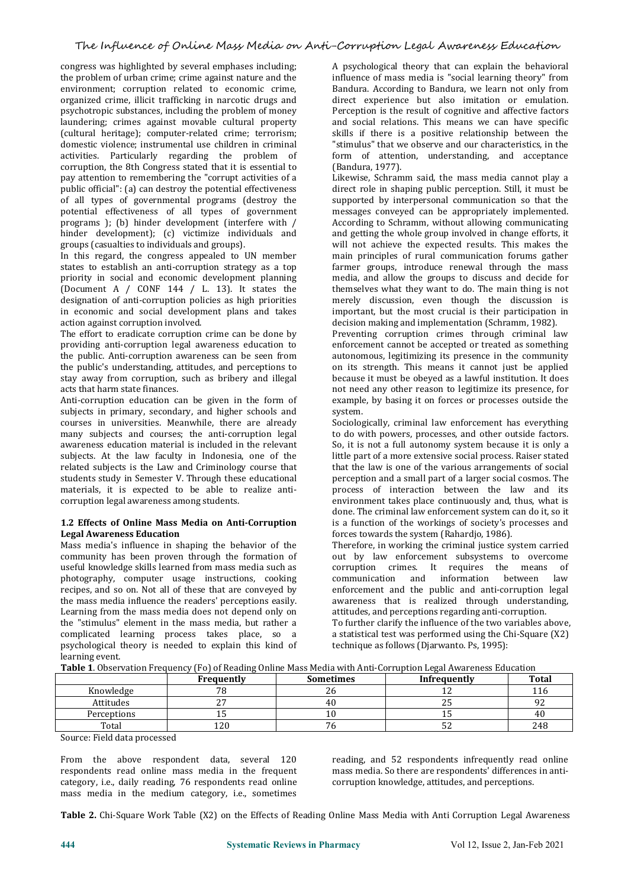congress was highlighted by several emphases including; the problem of urban crime; crime against nature and the environment; corruption related to economic crime, organized crime, illicit trafficking in narcotic drugs and psychotropic substances, including the problem of money laundering; crimes against movable cultural property (cultural heritage); computer-related crime; terrorism; domestic violence; instrumental use children in criminal activities. Particularly regarding the problem of corruption, the 8th Congress stated that it is essential to pay attention to remembering the "corrupt activities of a public official": (a) can destroy the potential effectiveness of all types of governmental programs (destroy the potential effectiveness of all types of government programs ); (b) hinder development (interfere with / hinder development); (c) victimize individuals and groups (casualties to individuals and groups).

In this regard, the congress appealed to UN member states to establish an anti-corruption strategy as a top priority in social and economic development planning (Document A / CONF 144 / L. 13). It states the designation of anti-corruption policies as high priorities in economic and social development plans and takes action against corruption involved.

The effort to eradicate corruption crime can be done by providing anti-corruption legal awareness education to the public. Anti-corruption awareness can be seen from the public's understanding, attitudes, and perceptions to stay away from corruption, such as bribery and illegal acts that harm state finances.

Anti-corruption education can be given in the form of subjects in primary, secondary, and higher schools and courses in universities. Meanwhile, there are already many subjects and courses; the anti-corruption legal awareness education material is included in the relevant subjects. At the law faculty in Indonesia, one of the related subjects is the Law and Criminology course that students study in Semester V. Through these educational materials, it is expected to be able to realize anti-corruption legal awareness among students.

### 1.2 Effects of Online Mass Media on Anti-Corruption Legal Awareness Education

Mass media's influence in shaping the behavior of the community has been proven through the formation of useful knowledge skills learned from mass media such as photography, computer usage instructions, cooking recipes, and so on. Not all of these that are conveyed by the mass media influence the readers' perceptions easily. Learning from the mass media does not depend only on the "stimulus" element in the mass media, but rather a complicated learning process takes place, so a psychological theory is needed to explain this kind of learning event.

A psychological theory that can explain the behavioral influence of mass media is "social learning theory" from Bandura. According to Bandura, we learn not only from direct experience but also imitation or emulation. Perception is the result of cognitive and affective factors and social relations. This means we can have specific skills if there is a positive relationship between the "stimulus" that we observe and our characteristics, in the form of attention, understanding, and acceptance (Bandura, 1977).

Likewise, Schramm said, the mass media cannot play a direct role in shaping public perception. Still, it must be supported by interpersonal communication so that the messages conveyed can be appropriately implemented. According to Schramm, without allowing communicating and getting the whole group involved in change efforts, it will not achieve the expected results. This makes the main principles of rural communication forums gather farmer groups, introduce renewal through the mass media, and allow the groups to discuss and decide for themselves what they want to do. The main thing is not merely discussion, even though the discussion is important, but the most crucial is their participation in decision making and implementation (Schramm, 1982).

Preventing corruption crimes through criminal law enforcement cannot be accepted or treated as something autonomous, legitimizing its presence in the community on its strength. This means it cannot just be applied because it must be obeyed as a lawful institution. It does not need any other reason to legitimize its presence, for example, by basing it on forces or processes outside the system.

Sociologically, criminal law enforcement has everything to do with powers, processes, and other outside factors. So, it is not a full autonomy system because it is only a little part of a more extensive social process. Raiser stated that the law is one of the various arrangements of social perception and a small part of a larger social cosmos. The process of interaction between the law and its environment takes place continuously and, thus, what is done. The criminal law enforcement system can do it, so it is a function of the workings of society's processes and forces towards the system (Rahardjo, 1986).

Therefore, in working the criminal justice system carried out by law enforcement subsystems to overcome corruption crimes. It requires the means of communication and information between law enforcement and the public and anti-corruption legal awareness that is realized through understanding, attitudes, and perceptions regarding anti-corruption.

To further clarify the influence of the two variables above, a statistical test was performed using the Chi-Square ($X^2$) technique as follows (Djarwanto. Ps, 1995):

**Table 1**. Observation Frequency (Fo) of Reading Online Mass Media with Anti-Corruption Legal Awareness Education

| | Frequently | Sometimes | Infrequently | Total |
|---|---|---|---|---|
| Knowledge | 78 | 26 | 12 | 116 |
| Attitudes | 27 | 40 | 25 | 92 |
| Perceptions | 15 | 10 | 15 | 40 |
| Total | 120 | 76 | 52 | 248 |

Source: Field data processed

From the above respondent data, several 120 respondents read online mass media in the frequent category, i.e., daily reading, 76 respondents read online mass media in the medium category, i.e., sometimes reading, and 52 respondents infrequently read online mass media. So there are respondents' differences in anti-corruption knowledge, attitudes, and perceptions.

**Table 2.** Chi-Square Work Table ($X^2$) on the Effects of Reading Online Mass Media with Anti Corruption Legal Awareness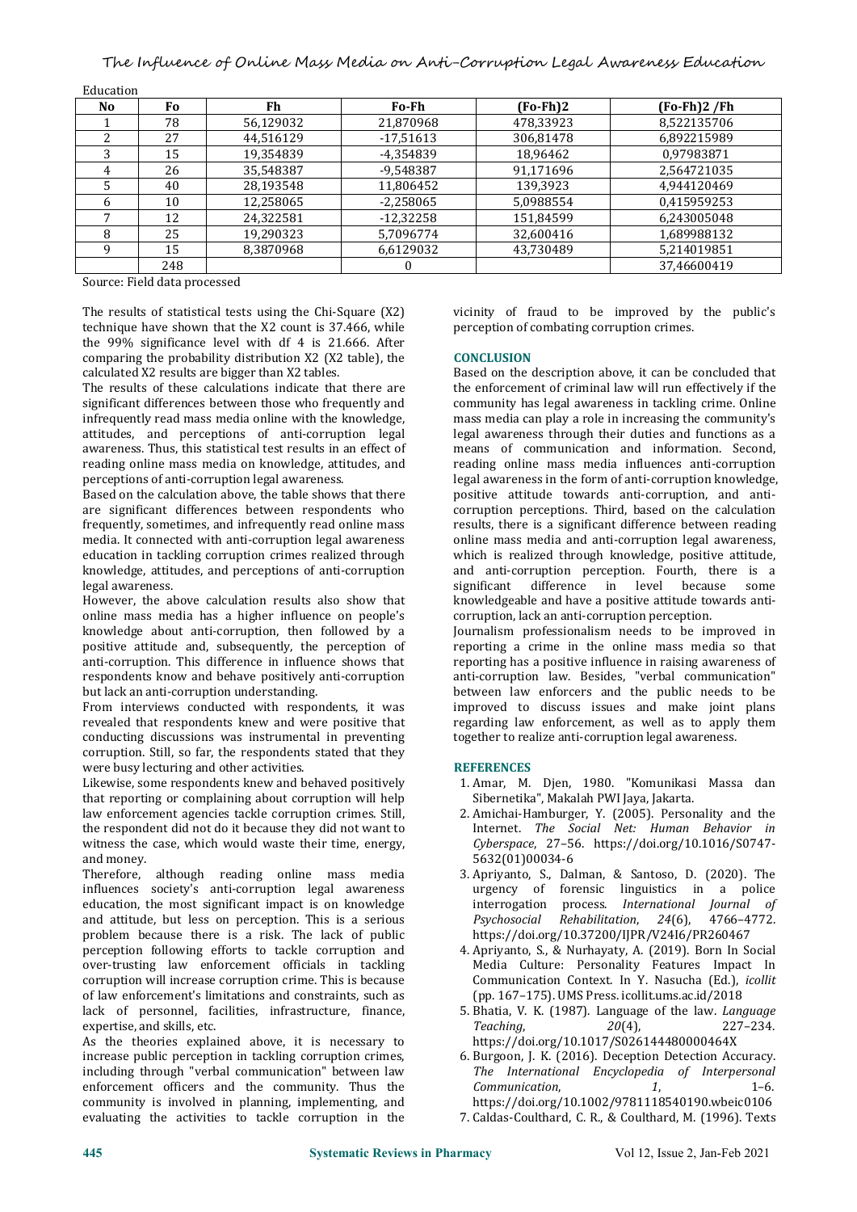Education

| No | Fo | Fh | Fo-Fh | (Fo-Fh)2 | (Fo-Fh)2 /Fh |
|---|---|---|---|---|---|
| 1 | 78 | 56,129032 | 21,870968 | 478,33923 | 8,522135706 |
| 2 | 27 | 44,516129 | -17,51613 | 306,81478 | 6,892215989 |
| 3 | 15 | 19,354839 | -4,354839 | 18,96462 | 0,97983871 |
| 4 | 26 | 35,548387 | -9,548387 | 91,171696 | 2,564721035 |
| 5 | 40 | 28,193548 | 11,806452 | 139,3923 | 4,944120469 |
| 6 | 10 | 12,258065 | -2,258065 | 5,0988554 | 0,415959253 |
| 7 | 12 | 24,322581 | -12,32258 | 151,84599 | 6,243005048 |
| 8 | 25 | 19,290323 | 5,7096774 | 32,600416 | 1,689988132 |
| 9 | 15 | 8,3870968 | 6,6129032 | 43,730489 | 5,214019851 |
| | 248 | | 0 | | 37,46600419 |

Source: Field data processed

The results of statistical tests using the Chi-Square (X2) technique have shown that the X2 count is 37.466, while the 99% significance level with df 4 is 21.666. After comparing the probability distribution X2 (X2 table), the calculated X2 results are bigger than X2 tables.

The results of these calculations indicate that there are significant differences between those who frequently and infrequently read mass media online with the knowledge, attitudes, and perceptions of anti-corruption legal awareness. Thus, this statistical test results in an effect of reading online mass media on knowledge, attitudes, and perceptions of anti-corruption legal awareness.

Based on the calculation above, the table shows that there are significant differences between respondents who frequently, sometimes, and infrequently read online mass media. It connected with anti-corruption legal awareness education in tackling corruption crimes realized through knowledge, attitudes, and perceptions of anti-corruption legal awareness.

However, the above calculation results also show that online mass media has a higher influence on people's knowledge about anti-corruption, then followed by a positive attitude and, subsequently, the perception of anti-corruption. This difference in influence shows that respondents know and behave positively anti-corruption but lack an anti-corruption understanding.

From interviews conducted with respondents, it was revealed that respondents knew and were positive that conducting discussions was instrumental in preventing corruption. Still, so far, the respondents stated that they were busy lecturing and other activities.

Likewise, some respondents knew and behaved positively that reporting or complaining about corruption will help law enforcement agencies tackle corruption crimes. Still, the respondent did not do it because they did not want to witness the case, which would waste their time, energy, and money.

Therefore, although reading online mass media influences society's anti-corruption legal awareness education, the most significant impact is on knowledge and attitude, but less on perception. This is a serious problem because there is a risk. The lack of public perception following efforts to tackle corruption and over-trusting law enforcement officials in tackling corruption will increase corruption crime. This is because of law enforcement's limitations and constraints, such as lack of personnel, facilities, infrastructure, finance, expertise, and skills, etc.

As the theories explained above, it is necessary to increase public perception in tackling corruption crimes, including through "verbal communication" between law enforcement officers and the community. Thus the community is involved in planning, implementing, and evaluating the activities to tackle corruption in the vicinity of fraud to be improved by the public's perception of combating corruption crimes.

## CONCLUSION

Based on the description above, it can be concluded that the enforcement of criminal law will run effectively if the community has legal awareness in tackling crime. Online mass media can play a role in increasing the community's legal awareness through their duties and functions as a means of communication and information. Second, reading online mass media influences anti-corruption legal awareness in the form of anti-corruption knowledge, positive attitude towards anti-corruption, and anti-corruption perceptions. Third, based on the calculation results, there is a significant difference between reading online mass media and anti-corruption legal awareness, which is realized through knowledge, positive attitude, and anti-corruption perception. Fourth, there is a significant difference in level because some knowledgeable and have a positive attitude towards anti-corruption, lack an anti-corruption perception.

Journalism professionalism needs to be improved in reporting a crime in the online mass media so that reporting has a positive influence in raising awareness of anti-corruption law. Besides, "verbal communication" between law enforcers and the public needs to be improved to discuss issues and make joint plans regarding law enforcement, as well as to apply them together to realize anti-corruption legal awareness.

## REFERENCES

1. Amar, M. Djen, 1980. "Komunikasi Massa dan Sibernetika", Makalah PWI Jaya, Jakarta.
2. Amichai-Hamburger, Y. (2005). Personality and the Internet. *The Social Net: Human Behavior in Cyberspace*, 27–56. https://doi.org/10.1016/S0747-5632(01)00034-6
3. Apriyanto, S., Dalman, & Santoso, D. (2020). The urgency of forensic linguistics in a police interrogation process. *International Journal of Psychosocial Rehabilitation*, *24*(6), 4766–4772. https://doi.org/10.37200/IJPR/V24I6/PR260467
4. Apriyanto, S., & Nurhayaty, A. (2019). Born In Social Media Culture: Personality Features Impact In Communication Context. In Y. Nasucha (Ed.), *icollit* (pp. 167–175). UMS Press. icollit.ums.ac.id/2018
5. Bhatia, V. K. (1987). Language of the law. *Language Teaching*, *20*(4), 227–234. https://doi.org/10.1017/S026144480000464X
6. Burgoon, J. K. (2016). Deception Detection Accuracy. *The International Encyclopedia of Interpersonal Communication*, *1*, 1–6. https://doi.org/10.1002/9781118540190.wbeic0106
7. Caldas-Coulthard, C. R., & Coulthard, M. (1996). Texts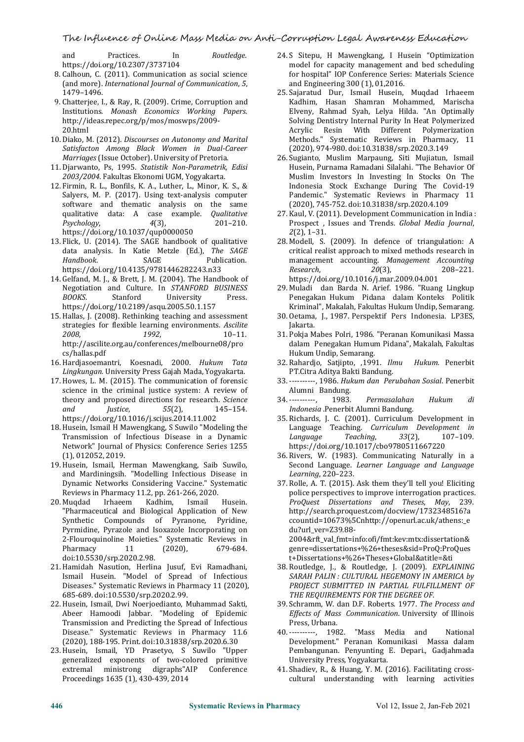and Practices. In *Routledge*. https://doi.org/10.2307/3737104

8. Calhoun, C. (2011). Communication as social science (and more). *International Journal of Communication*, *5*, 1479–1496.
9. Chatterjee, I., & Ray, R. (2009). Crime, Corruption and Institutions. *Monash Economics Working Papers*. http://ideas.repec.org/p/mos/moswps/2009-20.html
10. Diako, M. (2012). *Discourses on Autonomy and Marital Satisfacton Among Black Women in Dual-Career Marriages* (Issue October). University of Pretoria.
11. Djarwanto, Ps, 1995. *Statistik Non-Parametrik, Edisi 2003/2004*. Fakultas Ekonomi UGM, Yogyakarta.
12. Firmin, R. L., Bonfils, K. A., Luther, L., Minor, K. S., & Salyers, M. P. (2017). Using text-analysis computer software and thematic analysis on the same qualitative data: A case example. *Qualitative Psychology*, *4*(3), 201–210. https://doi.org/10.1037/qup0000050
13. Flick, U. (2014). The SAGE handbook of qualitative data analysis. In Katie Metzle (Ed.), *The SAGE Handbook*. SAGE Publication. https://doi.org/10.4135/9781446282243.n33
14. Gelfand, M. J., & Brett, J. M. (2004). The Handbook of Negotiation and Culture. In *STANFORD BUSINESS BOOKS*. Stanford University Press. https://doi.org/10.2189/asqu.2005.50.1.157
15. Hallas, J. (2008). Rethinking teaching and assessment strategies for flexible learning environments. *Ascilite 2008*, *1992*, 10–11. http://ascilite.org.au/conferences/melbourne08/procs/hallas.pdf
16. Hardjasoemantri, Koesnadi, 2000. *Hukum Tata Lingkungan*. University Press Gajah Mada, Yogyakarta.
17. Howes, L. M. (2015). The communication of forensic science in the criminal justice system: A review of theory and proposed directions for research. *Science and Justice*, *55*(2), 145–154. https://doi.org/10.1016/j.scijus.2014.11.002
18. Husein, Ismail H Mawengkang, S Suwilo "Modeling the Transmission of Infectious Disease in a Dynamic Network" Journal of Physics: Conference Series 1255 (1), 012052, 2019.
19. Husein, Ismail, Herman Mawengkang, Saib Suwilo, and Mardiningsih. "Modelling Infectious Disease in Dynamic Networks Considering Vaccine." Systematic Reviews in Pharmacy 11.2, pp. 261-266, 2020.
20. Muqdad Irhaeem Kadhim, Ismail Husein. "Pharmaceutical and Biological Application of New Synthetic Compounds of Pyranone, Pyridine, Pyrmidine, Pyrazole and Isoxazole Incorporating on 2-Flouroquinoline Moieties." Systematic Reviews in Pharmacy 11 (2020), 679-684. doi:10.5530/srp.2020.2.98.
21. Hamidah Nasution, Herlina Jusuf, Evi Ramadhani, Ismail Husein. "Model of Spread of Infectious Diseases." Systematic Reviews in Pharmacy 11 (2020), 685-689. doi:10.5530/srp.2020.2.99.
22. Husein, Ismail, Dwi Noerjoedianto, Muhammad Sakti, Abeer Hamoodi Jabbar. "Modeling of Epidemic Transmission and Predicting the Spread of Infectious Disease." Systematic Reviews in Pharmacy 11.6 (2020), 188-195. Print. doi:10.31838/srp.2020.6.30
23. Husein, Ismail, YD Prasetyo, S Suwilo "Upper generalized exponents of two-colored primitive extremal ministrong digraphs"AIP Conference Proceedings 1635 (1), 430-439, 2014
24. S Sitepu, H Mawengkang, I Husein "Optimization model for capacity management and bed scheduling for hospital" IOP Conference Series: Materials Science and Engineering 300 (1), 01,2016.
25. Sajaratud Dur, Ismail Husein, Muqdad Irhaeem Kadhim, Hasan Shamran Mohammed, Marischa Elveny, Rahmad Syah, Lelya Hilda. "An Optimally Solving Dentistry Internal Purity In Heat Polymerized Acrylic Resin With Different Polymerization Methods." Systematic Reviews in Pharmacy, 11 (2020), 974-980. doi:10.31838/srp.2020.3.149
26. Sugianto, Muslim Marpaung, Siti Mujiatun, Ismail Husein, Purnama Ramadani Silalahi. "The Behavior Of Muslim Investors In Investing In Stocks On The Indonesia Stock Exchange During The Covid-19 Pandemic." Systematic Reviews in Pharmacy 11 (2020), 745-752. doi:10.31838/srp.2020.4.109
27. Kaul, V. (2011). Development Communication in India : Prospect , Issues and Trends. *Global Media Journal*, *2*(2), 1–31.
28. Modell, S. (2009). In defence of triangulation: A critical realist approach to mixed methods research in management accounting. *Management Accounting Research*, *20*(3), 208–221. https://doi.org/10.1016/j.mar.2009.04.001
29. Muladi dan Barda N. Arief. 1986. "Ruang Lingkup Penegakan Hukum Pidana dalam Konteks Politik Kriminal", Makalah, Fakultas Hukum Undip, Semarang.
30. Oetama, J., 1987. Perspektif Pers Indonesia. LP3ES, Jakarta.
31. Pokja Mabes Polri, 1986. "Peranan Komunikasi Massa dalam Penegakan Humum Pidana", Makalah, Fakultas Hukum Undip, Semarang.
32. Rahardjo, Satjipto, ,1991. *Ilmu Hukum.* Penerbit PT.Citra Aditya Bakti Bandung.
33. ----------, 1986. *Hukum dan Perubahan Sosial*. Penerbit Alumni Bandung.
34. ----------, 1983. *Permasalahan Hukum di Indonesia* .Penerbit Alumni Bandung.
35. Richards, J. C. (2001). Curriculum Development in Language Teaching. *Curriculum Development in Language Teaching*, *33*(2), 107–109. https://doi.org/10.1017/cbo9780511667220
36. Rivers, W. (1983). Communicating Naturally in a Second Language. *Learner Language and Language Learning*, 220–223.
37. Rolle, A. T. (2015). Ask them they'll tell you! Eliciting police perspectives to improve interrogation practices. *ProQuest Dissertations and Theses*, *May*, 239. http://search.proquest.com/docview/1732348516?accountid=10673%5Cnhttp://openurl.ac.uk/athens:_edu?url_ver=Z39.88-2004&rft_val_fmt=info:ofi/fmt:kev:mtx:dissertation&genre=dissertations+%26+theses&sid=ProQ:ProQuest+Dissertations+%26+Theses+Global&atitle=&ti
38. Routledge, J., & Routledge, J. (2009). *EXPLAINING SARAH PALIN : CULTURAL HEGEMONY IN AMERICA by PROJECT SUBMITTED IN PARTIAL FULFILLMENT OF THE REQUIREMENTS FOR THE DEGREE OF*.
39. Schramm, W. dan D.F. Roberts. 1977. *The Process and Effects of Mass Communication*. University of Illinois Press, Urbana.
40. ----------, 1982. "Mass Media and National Development." Peranan Komunikasi Massa dalam Pembangunan. Penyunting E. Depari., Gadjahmada University Press, Yogyakarta.
41. Shadiev, R., & Huang, Y. M. (2016). Facilitating cross-cultural understanding with learning activities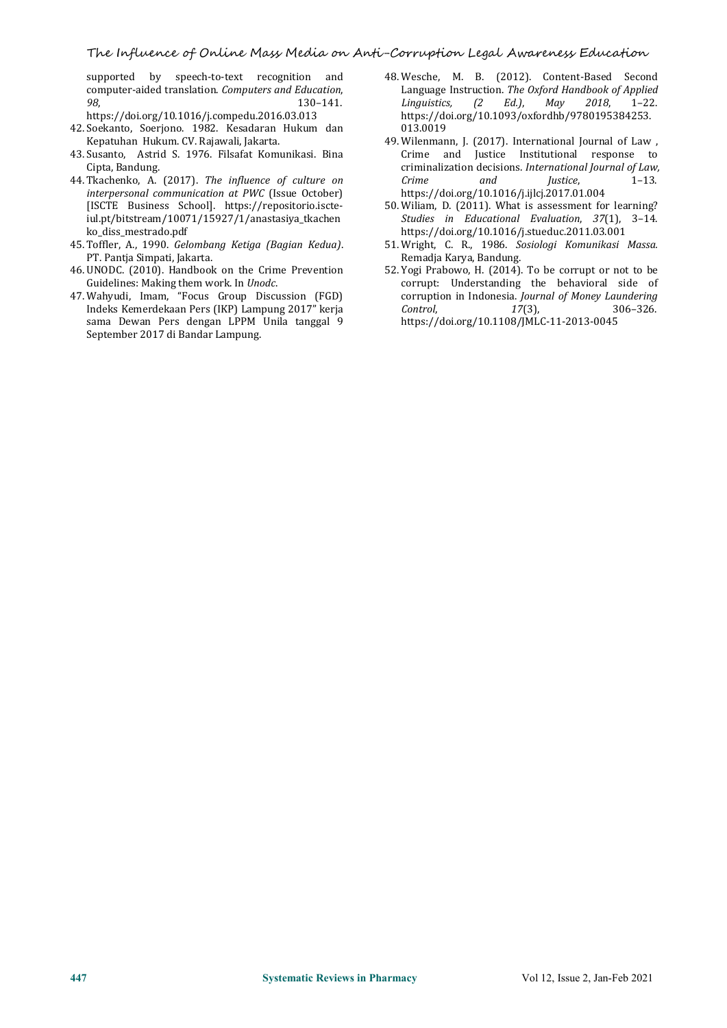supported by speech-to-text recognition and computer-aided translation. *Computers and Education*, *98*, 130–141. https://doi.org/10.1016/j.compedu.2016.03.013

42. Soekanto, Soerjono. 1982. Kesadaran Hukum dan Kepatuhan Hukum. CV. Rajawali, Jakarta.
43. Susanto, Astrid S. 1976. Filsafat Komunikasi. Bina Cipta, Bandung.
44. Tkachenko, A. (2017). *The influence of culture on interpersonal communication at PWC* (Issue October) [ISCTE Business School]. https://repositorio.iscte-iul.pt/bitstream/10071/15927/1/anastasiya_tkachenko_diss_mestrado.pdf
45. Toffler, A., 1990. *Gelombang Ketiga (Bagian Kedua)*. PT. Pantja Simpati, Jakarta.
46. UNODC. (2010). Handbook on the Crime Prevention Guidelines: Making them work. In *Unodc*.
47. Wahyudi, Imam, "Focus Group Discussion (FGD) Indeks Kemerdekaan Pers (IKP) Lampung 2017" kerja sama Dewan Pers dengan LPPM Unila tanggal 9 September 2017 di Bandar Lampung.
48. Wesche, M. B. (2012). Content-Based Second Language Instruction. *The Oxford Handbook of Applied Linguistics, (2 Ed.)*, *May 2018*, 1–22. https://doi.org/10.1093/oxfordhb/9780195384253.013.0019
49. Wilenmann, J. (2017). International Journal of Law , Crime and Justice Institutional response to criminalization decisions. *International Journal of Law, Crime and Justice*, 1–13. https://doi.org/10.1016/j.ijlcj.2017.01.004
50. Wiliam, D. (2011). What is assessment for learning? *Studies in Educational Evaluation*, *37*(1), 3–14. https://doi.org/10.1016/j.stueduc.2011.03.001
51. Wright, C. R., 1986. *Sosiologi Komunikasi Massa.* Remadja Karya, Bandung.
52. Yogi Prabowo, H. (2014). To be corrupt or not to be corrupt: Understanding the behavioral side of corruption in Indonesia. *Journal of Money Laundering Control*, *17*(3), 306–326. https://doi.org/10.1108/JMLC-11-2013-0045